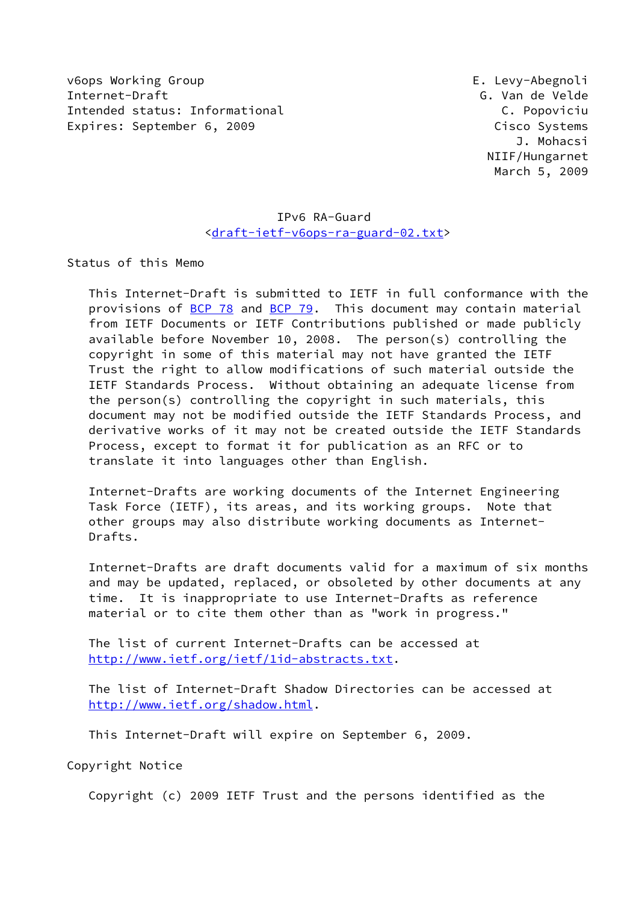v6ops Working Group E. Levy-Abegnoli
Internet-Draft G. Van de Velde
Intended status: Informational C. Popoviciu
Expires: September 6, 2009 Cisco Systems
J. Mohacsi
NIIF/Hungarnet
March 5, 2009

# IPv6 RA-Guard
<draft-ietf-v6ops-ra-guard-02.txt>

## Status of this Memo

This Internet-Draft is submitted to IETF in full conformance with the provisions of BCP 78 and BCP 79. This document may contain material from IETF Documents or IETF Contributions published or made publicly available before November 10, 2008. The person(s) controlling the copyright in some of this material may not have granted the IETF Trust the right to allow modifications of such material outside the IETF Standards Process. Without obtaining an adequate license from the person(s) controlling the copyright in such materials, this document may not be modified outside the IETF Standards Process, and derivative works of it may not be created outside the IETF Standards Process, except to format it for publication as an RFC or to translate it into languages other than English.

Internet-Drafts are working documents of the Internet Engineering Task Force (IETF), its areas, and its working groups. Note that other groups may also distribute working documents as Internet-Drafts.

Internet-Drafts are draft documents valid for a maximum of six months and may be updated, replaced, or obsoleted by other documents at any time. It is inappropriate to use Internet-Drafts as reference material or to cite them other than as "work in progress."

The list of current Internet-Drafts can be accessed at http://www.ietf.org/ietf/1id-abstracts.txt.

The list of Internet-Draft Shadow Directories can be accessed at http://www.ietf.org/shadow.html.

This Internet-Draft will expire on September 6, 2009.

## Copyright Notice

Copyright (c) 2009 IETF Trust and the persons identified as the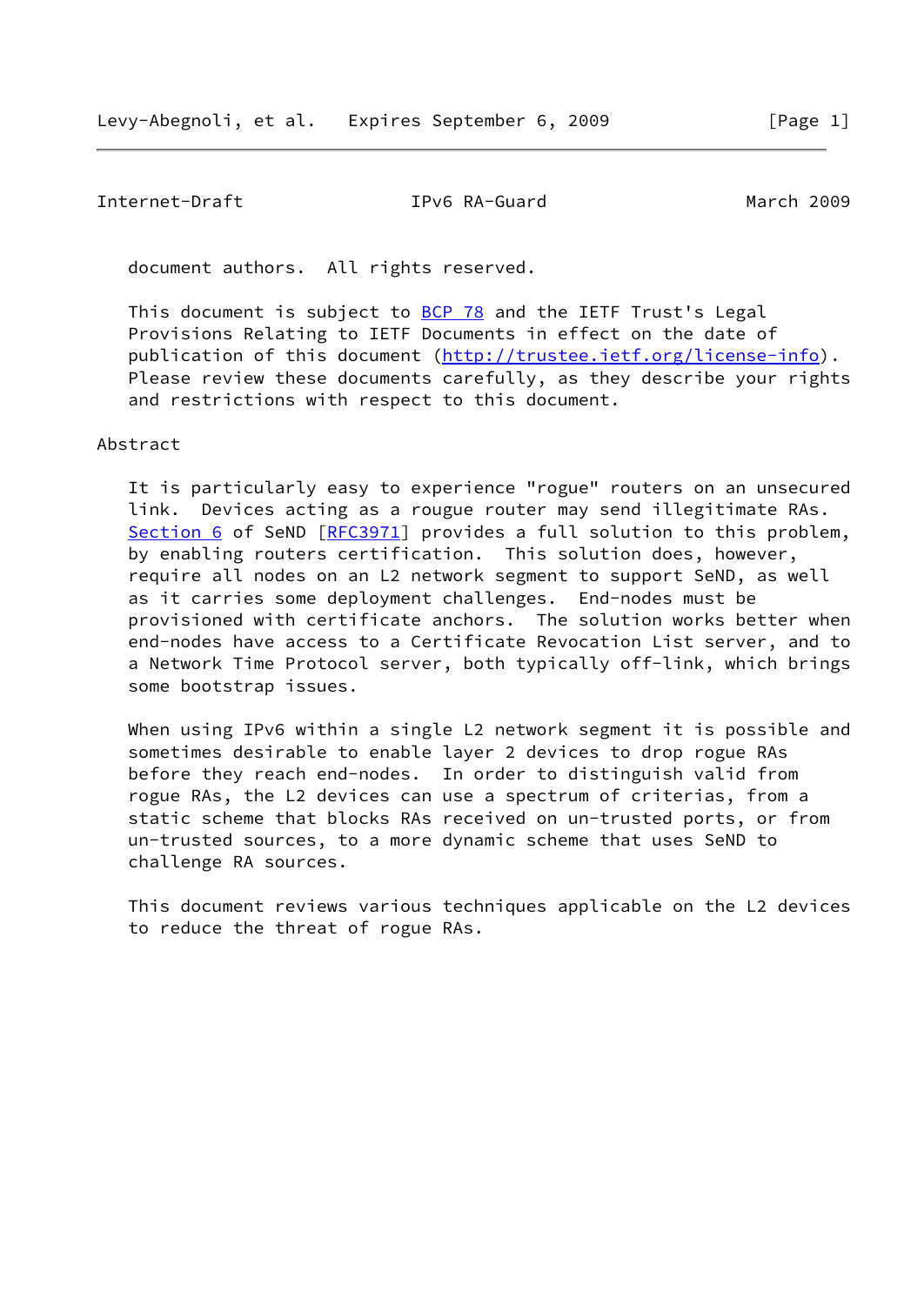document authors. All rights reserved.

This document is subject to BCP 78 and the IETF Trust's Legal Provisions Relating to IETF Documents in effect on the date of publication of this document (http://trustee.ietf.org/license-info). Please review these documents carefully, as they describe your rights and restrictions with respect to this document.

## Abstract

It is particularly easy to experience "rogue" routers on an unsecured link. Devices acting as a rougue router may send illegitimate RAs. Section 6 of SeND [RFC3971] provides a full solution to this problem, by enabling routers certification. This solution does, however, require all nodes on an L2 network segment to support SeND, as well as it carries some deployment challenges. End-nodes must be provisioned with certificate anchors. The solution works better when end-nodes have access to a Certificate Revocation List server, and to a Network Time Protocol server, both typically off-link, which brings some bootstrap issues.

When using IPv6 within a single L2 network segment it is possible and sometimes desirable to enable layer 2 devices to drop rogue RAs before they reach end-nodes. In order to distinguish valid from rogue RAs, the L2 devices can use a spectrum of criterias, from a static scheme that blocks RAs received on un-trusted ports, or from un-trusted sources, to a more dynamic scheme that uses SeND to challenge RA sources.

This document reviews various techniques applicable on the L2 devices to reduce the threat of rogue RAs.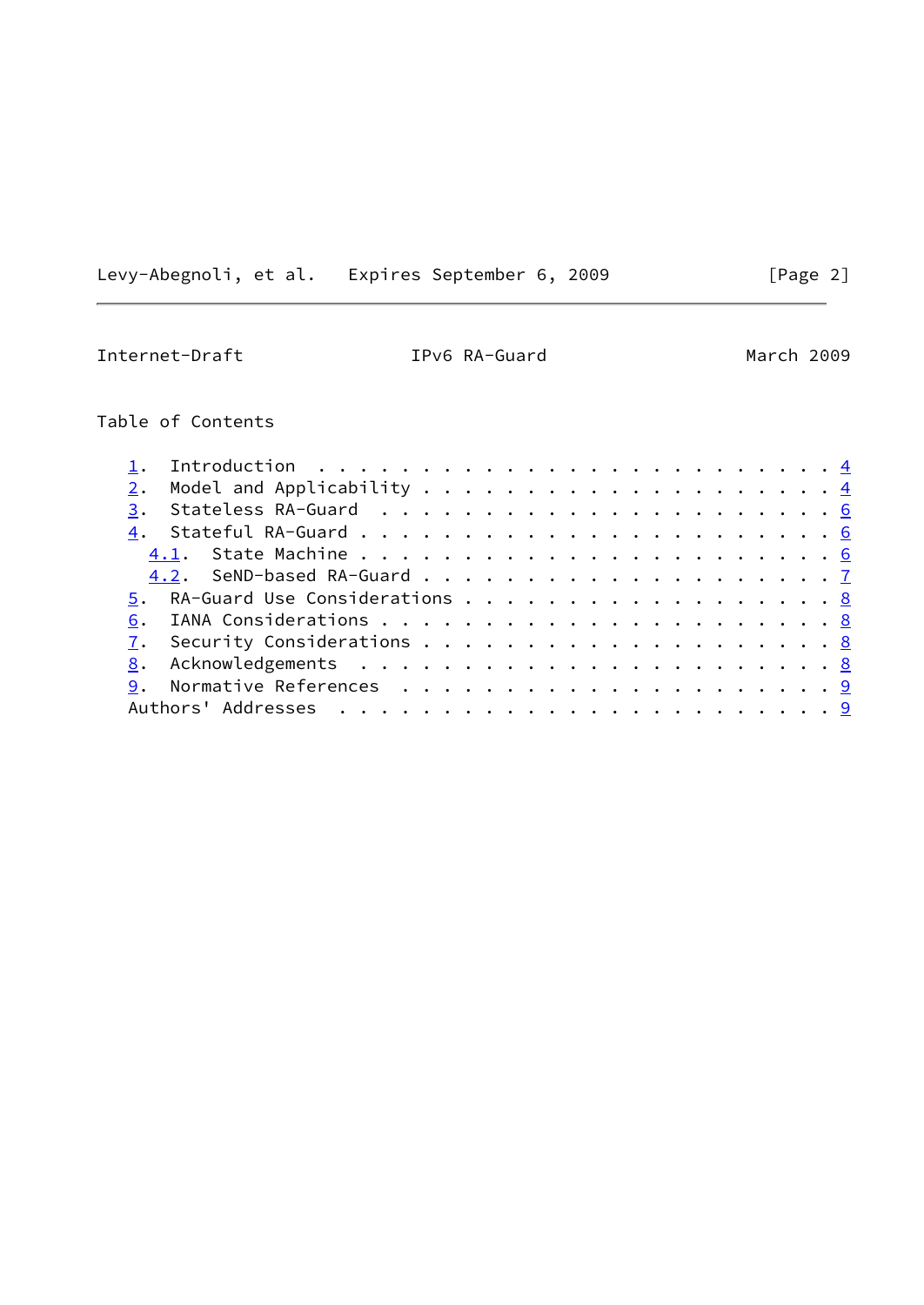## Table of Contents

- 1. Introduction . . . . . . . . . . . . . . . . . . . . . . . . . 4
- 2. Model and Applicability . . . . . . . . . . . . . . . . . . . . 4
- 3. Stateless RA-Guard . . . . . . . . . . . . . . . . . . . . . . 6
- 4. Stateful RA-Guard . . . . . . . . . . . . . . . . . . . . . . . 6
  - 4.1. State Machine . . . . . . . . . . . . . . . . . . . . . . . 6
  - 4.2. SeND-based RA-Guard . . . . . . . . . . . . . . . . . . . . 7
- 5. RA-Guard Use Considerations . . . . . . . . . . . . . . . . . . 8
- 6. IANA Considerations . . . . . . . . . . . . . . . . . . . . . . 8
- 7. Security Considerations . . . . . . . . . . . . . . . . . . . . 8
- 8. Acknowledgements . . . . . . . . . . . . . . . . . . . . . . . 8
- 9. Normative References . . . . . . . . . . . . . . . . . . . . . 9
- Authors' Addresses . . . . . . . . . . . . . . . . . . . . . . . . 9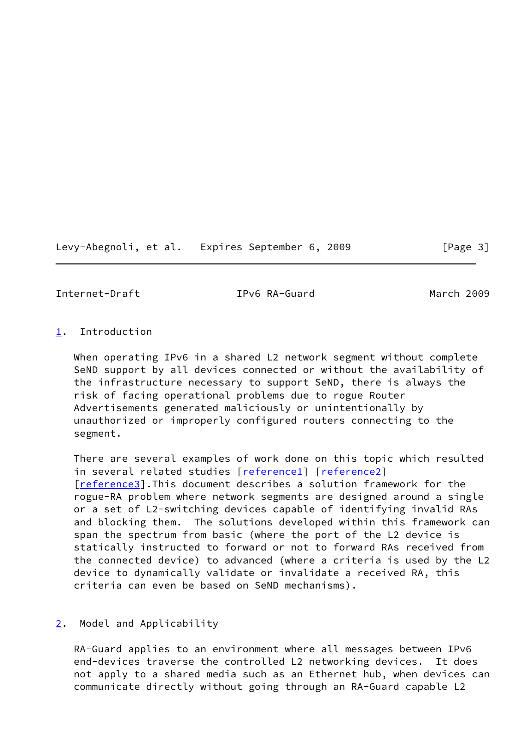## 1. Introduction

When operating IPv6 in a shared L2 network segment without complete SeND support by all devices connected or without the availability of the infrastructure necessary to support SeND, there is always the risk of facing operational problems due to rogue Router Advertisements generated maliciously or unintentionally by unauthorized or improperly configured routers connecting to the segment.

There are several examples of work done on this topic which resulted in several related studies [reference1] [reference2] [reference3].This document describes a solution framework for the rogue-RA problem where network segments are designed around a single or a set of L2-switching devices capable of identifying invalid RAs and blocking them. The solutions developed within this framework can span the spectrum from basic (where the port of the L2 device is statically instructed to forward or not to forward RAs received from the connected device) to advanced (where a criteria is used by the L2 device to dynamically validate or invalidate a received RA, this criteria can even be based on SeND mechanisms).

## 2. Model and Applicability

RA-Guard applies to an environment where all messages between IPv6 end-devices traverse the controlled L2 networking devices. It does not apply to a shared media such as an Ethernet hub, when devices can communicate directly without going through an RA-Guard capable L2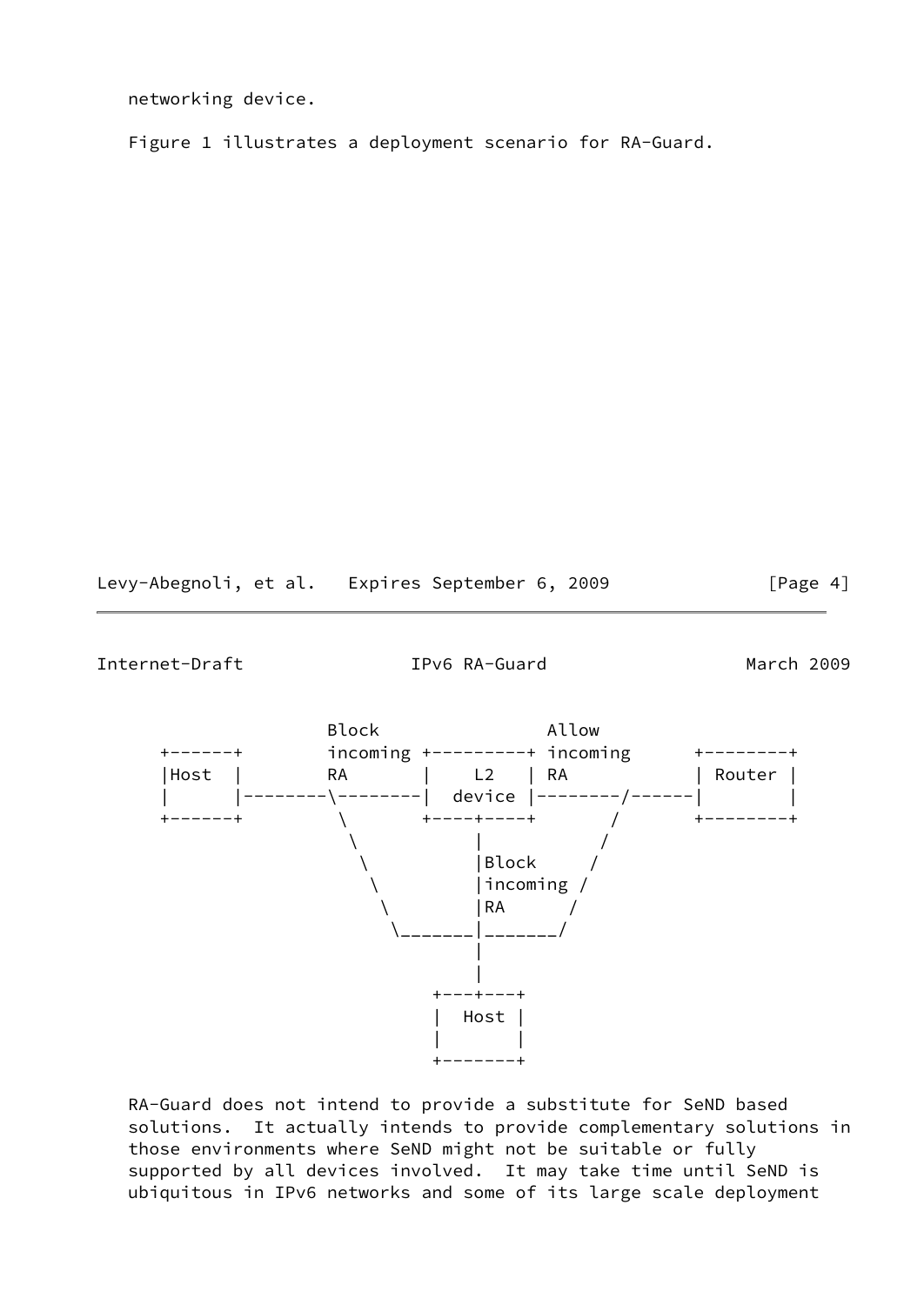networking device.

Figure 1 illustrates a deployment scenario for RA-Guard.

```
                   Block                Allow
    +------+       incoming +---------+ incoming      +--------+
    |Host  |       RA       |    L2   | RA            | Router |
    |      |--------\--------|  device |--------/------|        |
    +------+         \       +----+----+       /       +--------+
                      \           |           /
                       \          |Block     /
                        \         |incoming /
                         \        |RA      /
                          \_______|_______/
                                  |
                                  |
                              +---+---+
                              |  Host |
                              |       |
                              +-------+
```

RA-Guard does not intend to provide a substitute for SeND based solutions. It actually intends to provide complementary solutions in those environments where SeND might not be suitable or fully supported by all devices involved. It may take time until SeND is ubiquitous in IPv6 networks and some of its large scale deployment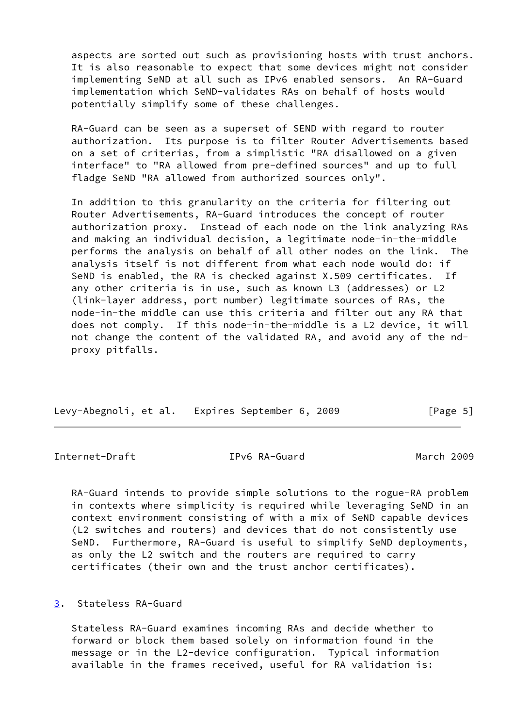aspects are sorted out such as provisioning hosts with trust anchors. It is also reasonable to expect that some devices might not consider implementing SeND at all such as IPv6 enabled sensors. An RA-Guard implementation which SeND-validates RAs on behalf of hosts would potentially simplify some of these challenges.

RA-Guard can be seen as a superset of SEND with regard to router authorization. Its purpose is to filter Router Advertisements based on a set of criterias, from a simplistic "RA disallowed on a given interface" to "RA allowed from pre-defined sources" and up to full fladge SeND "RA allowed from authorized sources only".

In addition to this granularity on the criteria for filtering out Router Advertisements, RA-Guard introduces the concept of router authorization proxy. Instead of each node on the link analyzing RAs and making an individual decision, a legitimate node-in-the-middle performs the analysis on behalf of all other nodes on the link. The analysis itself is not different from what each node would do: if SeND is enabled, the RA is checked against X.509 certificates. If any other criteria is in use, such as known L3 (addresses) or L2 (link-layer address, port number) legitimate sources of RAs, the node-in-the middle can use this criteria and filter out any RA that does not comply. If this node-in-the-middle is a L2 device, it will not change the content of the validated RA, and avoid any of the nd-proxy pitfalls.

RA-Guard intends to provide simple solutions to the rogue-RA problem in contexts where simplicity is required while leveraging SeND in an context environment consisting of with a mix of SeND capable devices (L2 switches and routers) and devices that do not consistently use SeND. Furthermore, RA-Guard is useful to simplify SeND deployments, as only the L2 switch and the routers are required to carry certificates (their own and the trust anchor certificates).

## 3. Stateless RA-Guard

Stateless RA-Guard examines incoming RAs and decide whether to forward or block them based solely on information found in the message or in the L2-device configuration. Typical information available in the frames received, useful for RA validation is: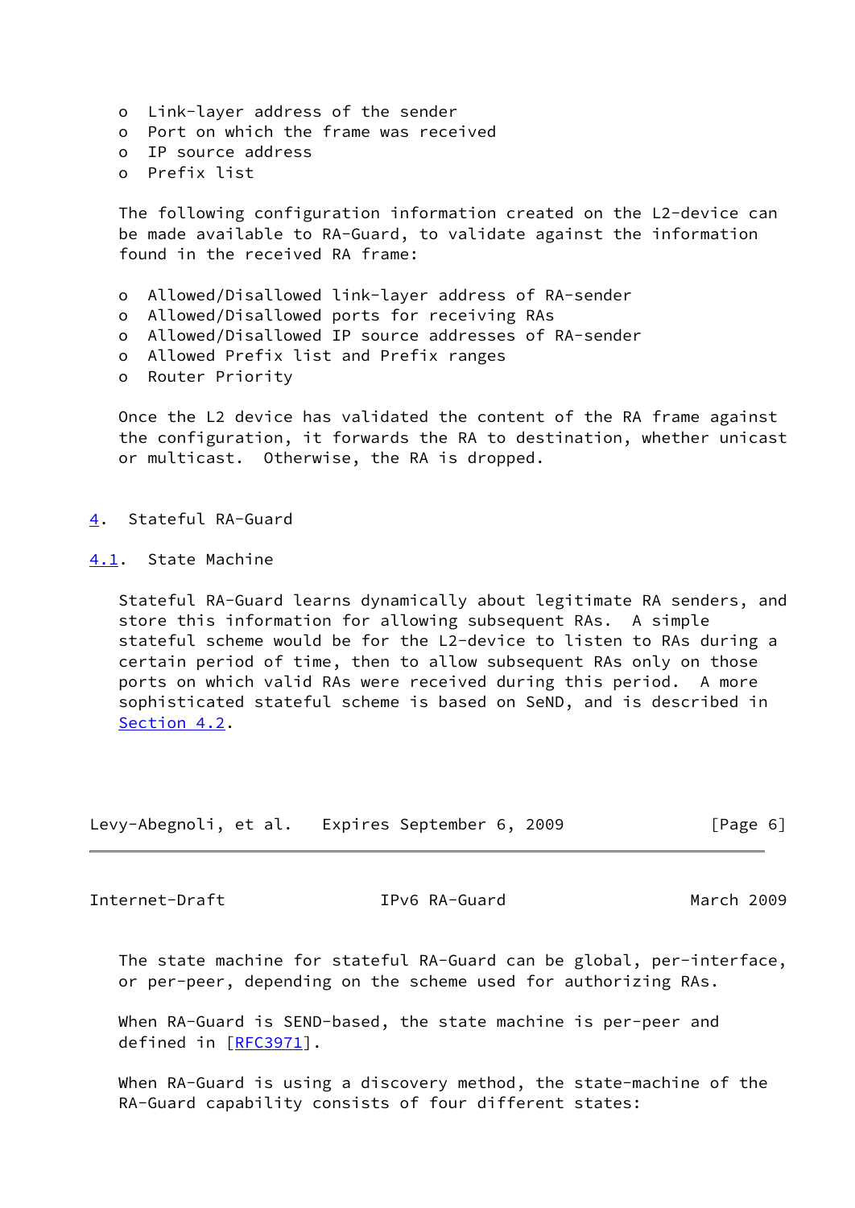- Link-layer address of the sender
- Port on which the frame was received
- IP source address
- Prefix list

The following configuration information created on the L2-device can be made available to RA-Guard, to validate against the information found in the received RA frame:

- Allowed/Disallowed link-layer address of RA-sender
- Allowed/Disallowed ports for receiving RAs
- Allowed/Disallowed IP source addresses of RA-sender
- Allowed Prefix list and Prefix ranges
- Router Priority

Once the L2 device has validated the content of the RA frame against the configuration, it forwards the RA to destination, whether unicast or multicast. Otherwise, the RA is dropped.

## 4. Stateful RA-Guard

### 4.1. State Machine

Stateful RA-Guard learns dynamically about legitimate RA senders, and store this information for allowing subsequent RAs. A simple stateful scheme would be for the L2-device to listen to RAs during a certain period of time, then to allow subsequent RAs only on those ports on which valid RAs were received during this period. A more sophisticated stateful scheme is based on SeND, and is described in Section 4.2.

The state machine for stateful RA-Guard can be global, per-interface, or per-peer, depending on the scheme used for authorizing RAs.

When RA-Guard is SEND-based, the state machine is per-peer and defined in [RFC3971].

When RA-Guard is using a discovery method, the state-machine of the RA-Guard capability consists of four different states: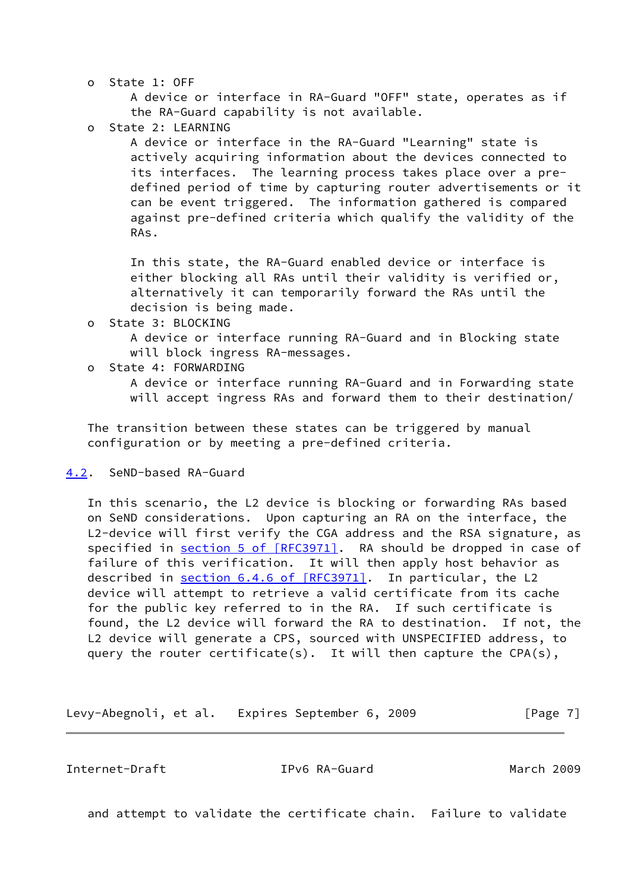- State 1: OFF
  A device or interface in RA-Guard "OFF" state, operates as if the RA-Guard capability is not available.
- State 2: LEARNING
  A device or interface in the RA-Guard "Learning" state is actively acquiring information about the devices connected to its interfaces. The learning process takes place over a pre-defined period of time by capturing router advertisements or it can be event triggered. The information gathered is compared against pre-defined criteria which qualify the validity of the RAs.

  In this state, the RA-Guard enabled device or interface is either blocking all RAs until their validity is verified or, alternatively it can temporarily forward the RAs until the decision is being made.
- State 3: BLOCKING
  A device or interface running RA-Guard and in Blocking state will block ingress RA-messages.
- State 4: FORWARDING
  A device or interface running RA-Guard and in Forwarding state will accept ingress RAs and forward them to their destination/

The transition between these states can be triggered by manual configuration or by meeting a pre-defined criteria.

### 4.2. SeND-based RA-Guard

In this scenario, the L2 device is blocking or forwarding RAs based on SeND considerations. Upon capturing an RA on the interface, the L2-device will first verify the CGA address and the RSA signature, as specified in section 5 of [RFC3971]. RA should be dropped in case of failure of this verification. It will then apply host behavior as described in section 6.4.6 of [RFC3971]. In particular, the L2 device will attempt to retrieve a valid certificate from its cache for the public key referred to in the RA. If such certificate is found, the L2 device will forward the RA to destination. If not, the L2 device will generate a CPS, sourced with UNSPECIFIED address, to query the router certificate(s). It will then capture the CPA(s), and attempt to validate the certificate chain. Failure to validate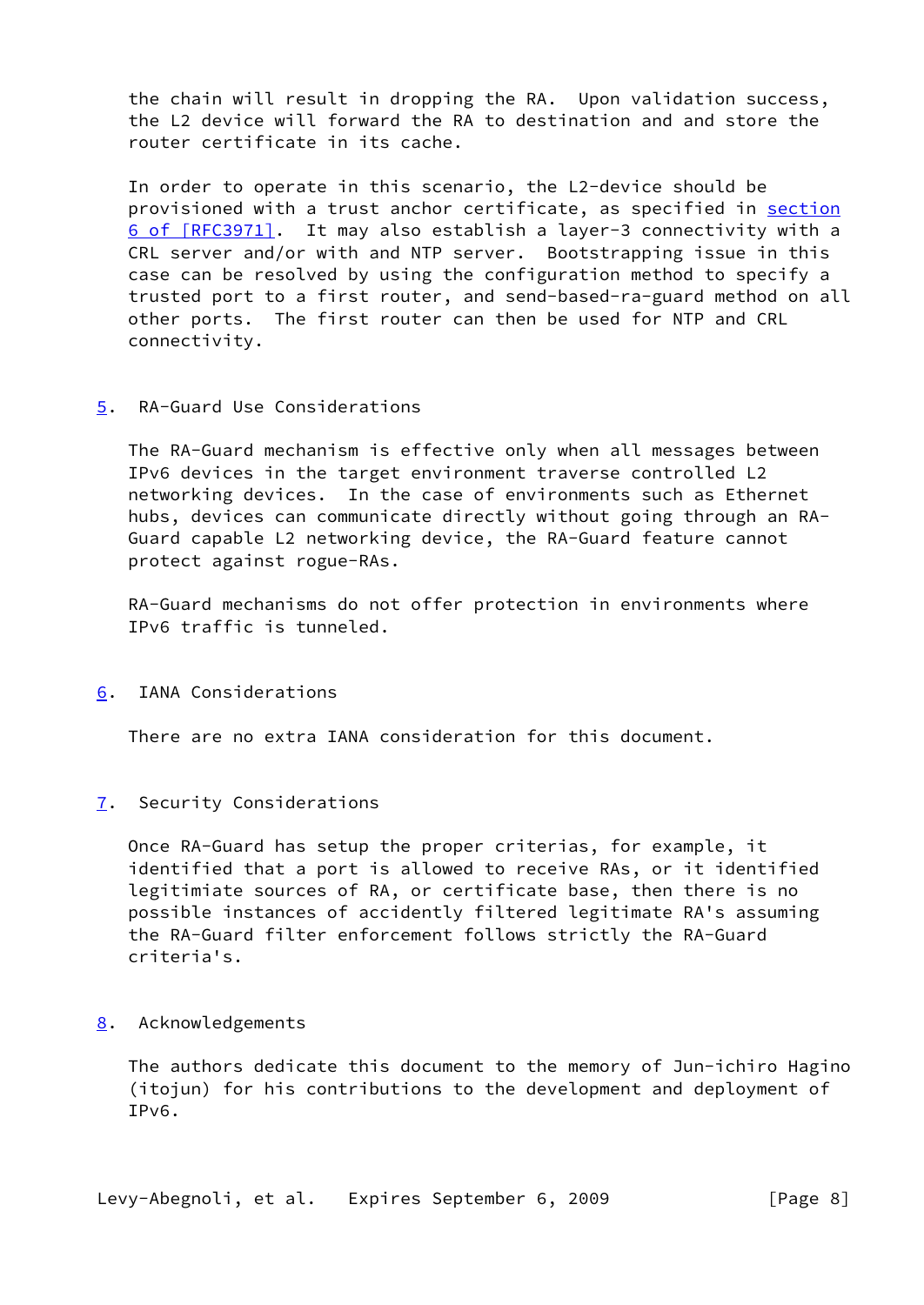the chain will result in dropping the RA. Upon validation success, the L2 device will forward the RA to destination and and store the router certificate in its cache.

In order to operate in this scenario, the L2-device should be provisioned with a trust anchor certificate, as specified in section 6 of [RFC3971]. It may also establish a layer-3 connectivity with a CRL server and/or with and NTP server. Bootstrapping issue in this case can be resolved by using the configuration method to specify a trusted port to a first router, and send-based-ra-guard method on all other ports. The first router can then be used for NTP and CRL connectivity.

## 5. RA-Guard Use Considerations

The RA-Guard mechanism is effective only when all messages between IPv6 devices in the target environment traverse controlled L2 networking devices. In the case of environments such as Ethernet hubs, devices can communicate directly without going through an RA-Guard capable L2 networking device, the RA-Guard feature cannot protect against rogue-RAs.

RA-Guard mechanisms do not offer protection in environments where IPv6 traffic is tunneled.

## 6. IANA Considerations

There are no extra IANA consideration for this document.

## 7. Security Considerations

Once RA-Guard has setup the proper criterias, for example, it identified that a port is allowed to receive RAs, or it identified legitimiate sources of RA, or certificate base, then there is no possible instances of accidently filtered legitimate RA's assuming the RA-Guard filter enforcement follows strictly the RA-Guard criteria's.

## 8. Acknowledgements

The authors dedicate this document to the memory of Jun-ichiro Hagino (itojun) for his contributions to the development and deployment of IPv6.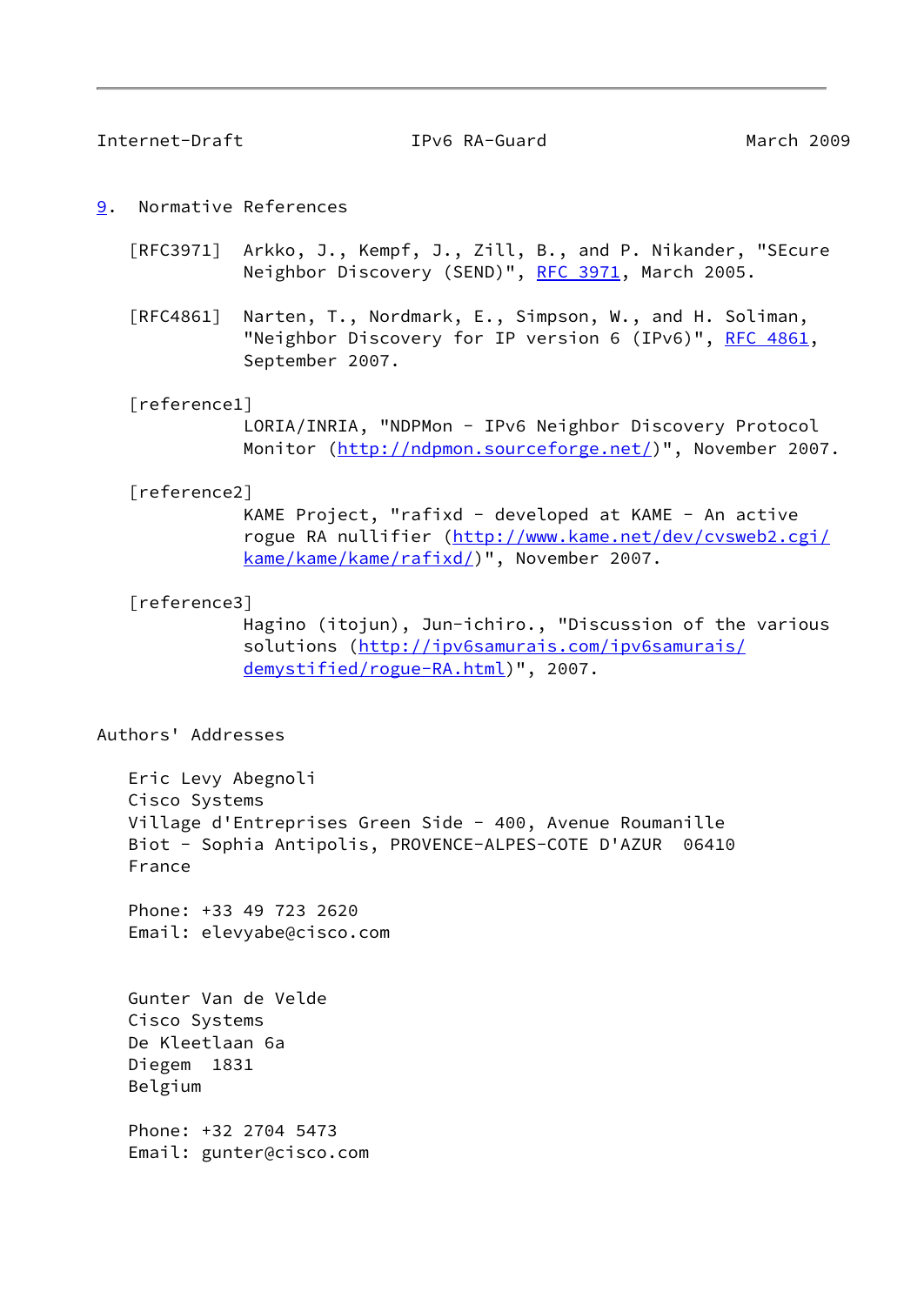## 9. Normative References

[RFC3971] Arkko, J., Kempf, J., Zill, B., and P. Nikander, "SEcure Neighbor Discovery (SEND)", RFC 3971, March 2005.

[RFC4861] Narten, T., Nordmark, E., Simpson, W., and H. Soliman, "Neighbor Discovery for IP version 6 (IPv6)", RFC 4861, September 2007.

[reference1] LORIA/INRIA, "NDPMon - IPv6 Neighbor Discovery Protocol Monitor (http://ndpmon.sourceforge.net/)", November 2007.

[reference2] KAME Project, "rafixd - developed at KAME - An active rogue RA nullifier (http://www.kame.net/dev/cvsweb2.cgi/kame/kame/kame/rafixd/)", November 2007.

[reference3] Hagino (itojun), Jun-ichiro., "Discussion of the various solutions (http://ipv6samurais.com/ipv6samurais/demystified/rogue-RA.html)", 2007.

## Authors' Addresses

Eric Levy Abegnoli
Cisco Systems
Village d'Entreprises Green Side - 400, Avenue Roumanille
Biot - Sophia Antipolis, PROVENCE-ALPES-COTE D'AZUR 06410
France

Phone: +33 49 723 2620
Email: elevyabe@cisco.com

Gunter Van de Velde
Cisco Systems
De Kleetlaan 6a
Diegem 1831
Belgium

Phone: +32 2704 5473
Email: gunter@cisco.com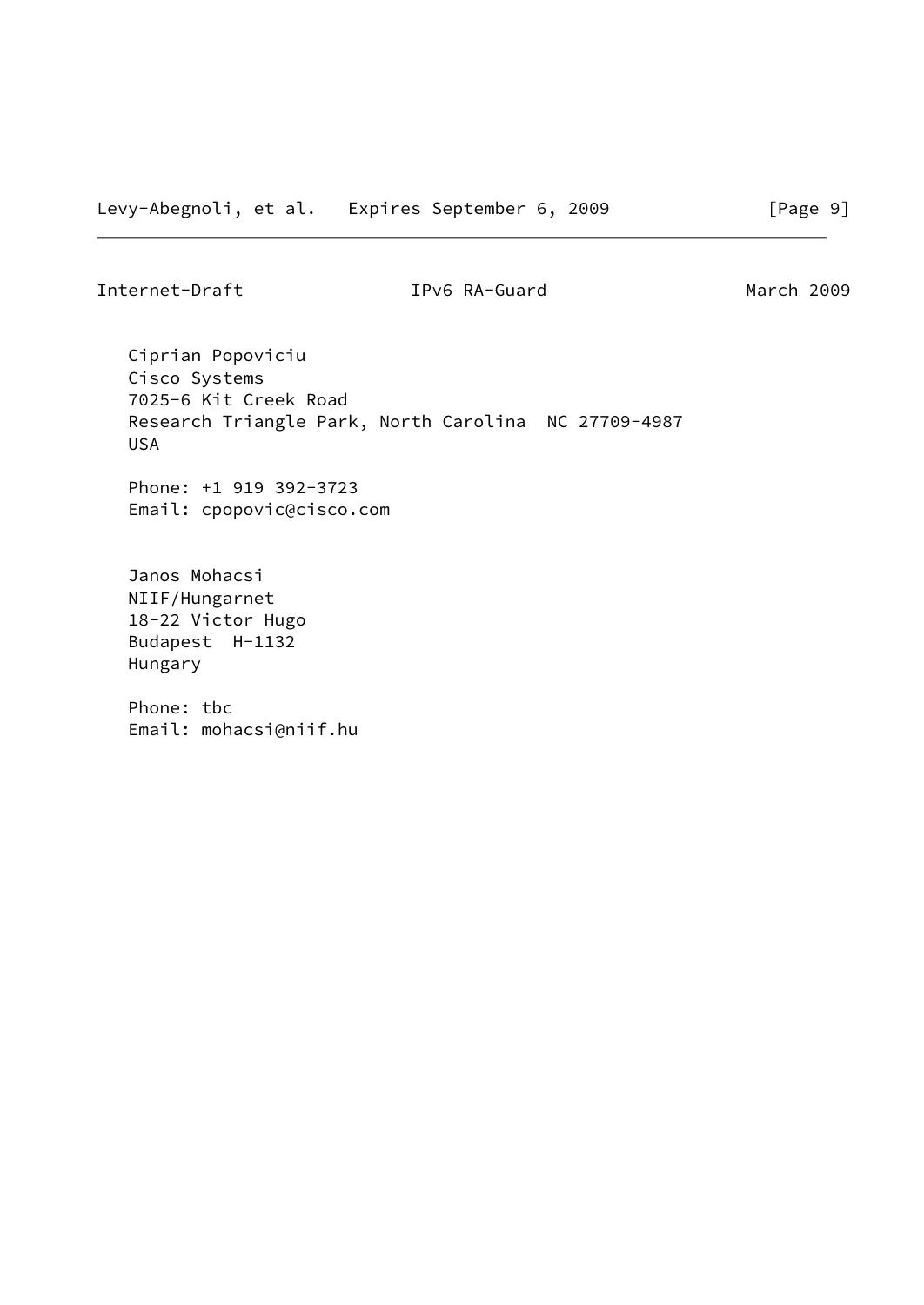Ciprian Popoviciu
Cisco Systems
7025-6 Kit Creek Road
Research Triangle Park, North Carolina  NC 27709-4987
USA

Phone: +1 919 392-3723
Email: cpopovic@cisco.com

Janos Mohacsi
NIIF/Hungarnet
18-22 Victor Hugo
Budapest  H-1132
Hungary

Phone: tbc
Email: mohacsi@niif.hu